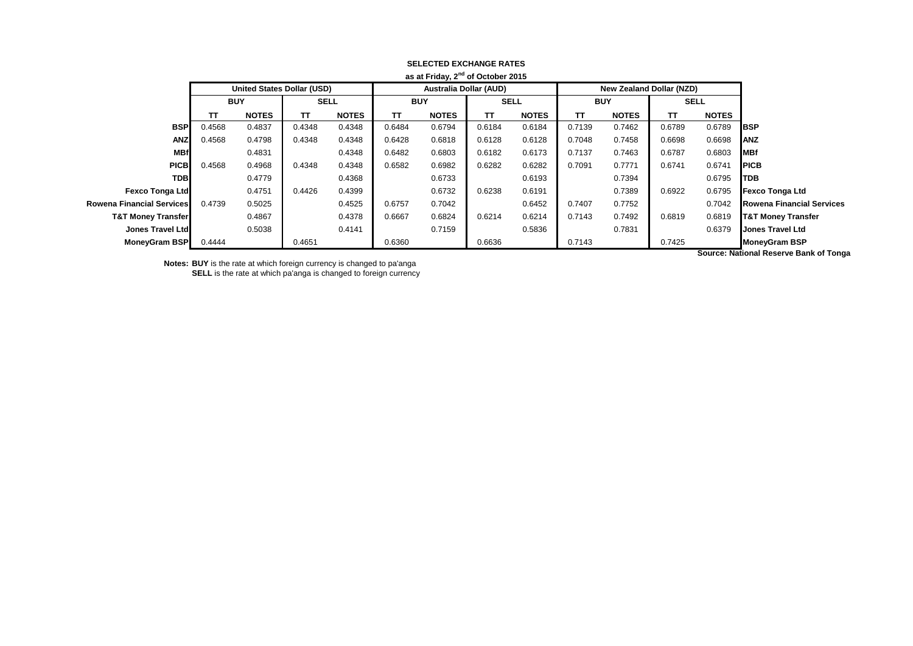**SELECTED EXCHANGE RATES**

**as at Friday, 2nd of October 2015**

| | United States Dollar (USD) | | | | Australia Dollar (AUD) | | | | New Zealand Dollar (NZD) | | | | |
|---|---|---|---|---|---|---|---|---|---|---|---|---|---|
| | BUY | | SELL | | BUY | | SELL | | BUY | | SELL | | |
| | TT | NOTES | TT | NOTES | TT | NOTES | TT | NOTES | TT | NOTES | TT | NOTES | |
| **BSP** | 0.4568 | 0.4837 | 0.4348 | 0.4348 | 0.6484 | 0.6794 | 0.6184 | 0.6184 | 0.7139 | 0.7462 | 0.6789 | 0.6789 | **BSP** |
| **ANZ** | 0.4568 | 0.4798 | 0.4348 | 0.4348 | 0.6428 | 0.6818 | 0.6128 | 0.6128 | 0.7048 | 0.7458 | 0.6698 | 0.6698 | **ANZ** |
| **MBf** | | 0.4831 | | 0.4348 | 0.6482 | 0.6803 | 0.6182 | 0.6173 | 0.7137 | 0.7463 | 0.6787 | 0.6803 | **MBf** |
| **PICB** | 0.4568 | 0.4968 | 0.4348 | 0.4348 | 0.6582 | 0.6982 | 0.6282 | 0.6282 | 0.7091 | 0.7771 | 0.6741 | 0.6741 | **PICB** |
| **TDB** | | 0.4779 | | 0.4368 | | 0.6733 | | 0.6193 | | 0.7394 | | 0.6795 | **TDB** |
| **Fexco Tonga Ltd** | | 0.4751 | 0.4426 | 0.4399 | | 0.6732 | 0.6238 | 0.6191 | | 0.7389 | 0.6922 | 0.6795 | **Fexco Tonga Ltd** |
| **Rowena Financial Services** | 0.4739 | 0.5025 | | 0.4525 | 0.6757 | 0.7042 | | 0.6452 | 0.7407 | 0.7752 | | 0.7042 | **Rowena Financial Services** |
| **T&T Money Transfer** | | 0.4867 | | 0.4378 | 0.6667 | 0.6824 | 0.6214 | 0.6214 | 0.7143 | 0.7492 | 0.6819 | 0.6819 | **T&T Money Transfer** |
| **Jones Travel Ltd** | | 0.5038 | | 0.4141 | | 0.7159 | | 0.5836 | | 0.7831 | | 0.6379 | **Jones Travel Ltd** |
| **MoneyGram BSP** | 0.4444 | | 0.4651 | | 0.6360 | | 0.6636 | | 0.7143 | | 0.7425 | | **MoneyGram BSP** |

**Source: National Reserve Bank of Tonga**

**Notes: BUY** is the rate at which foreign currency is changed to pa'anga
**SELL** is the rate at which pa'anga is changed to foreign currency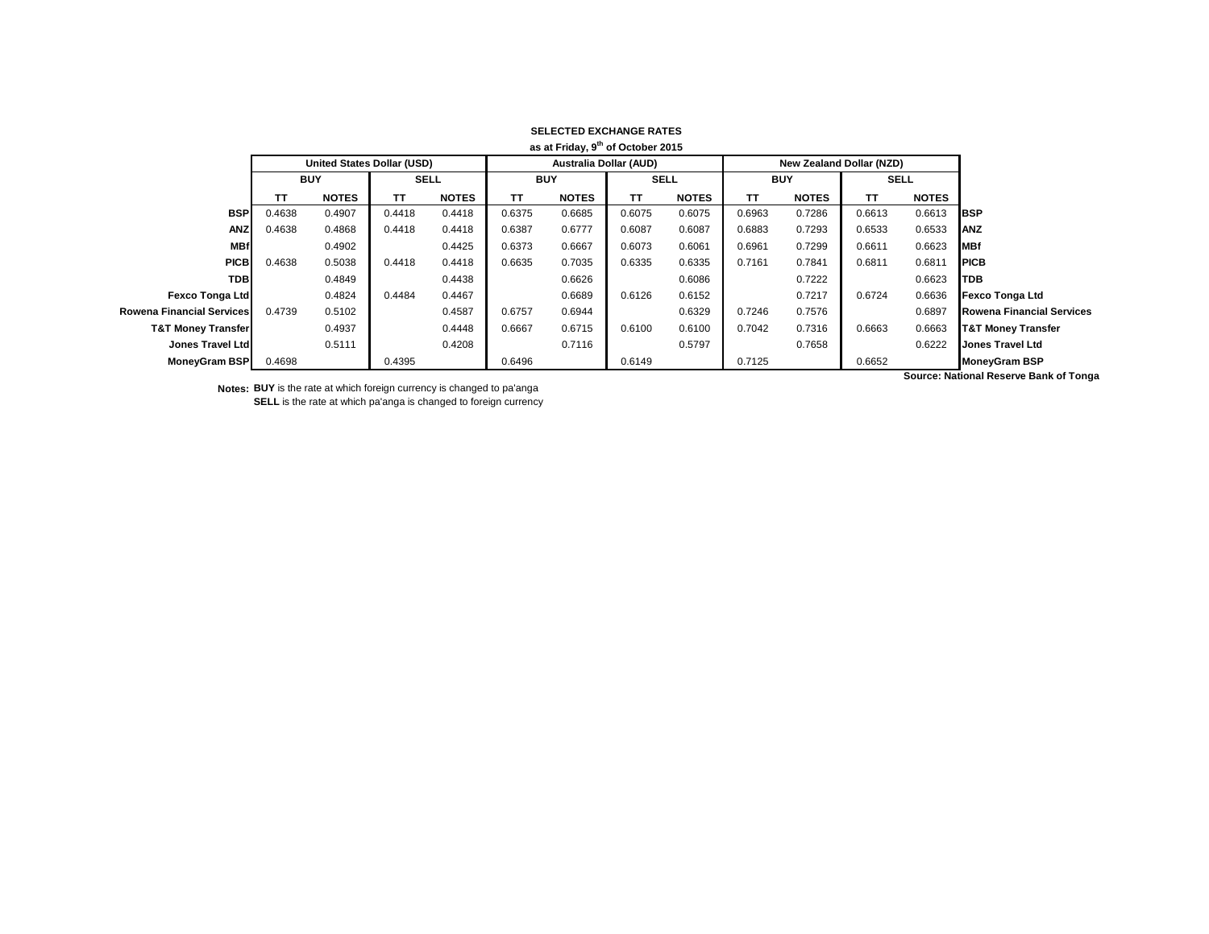**SELECTED EXCHANGE RATES**

**as at Friday, 9th of October 2015**

| | United States Dollar (USD) | | | | Australia Dollar (AUD) | | | | New Zealand Dollar (NZD) | | | | |
|---|---|---|---|---|---|---|---|---|---|---|---|---|---|
| | BUY | | SELL | | BUY | | SELL | | BUY | | SELL | | |
| | TT | NOTES | TT | NOTES | TT | NOTES | TT | NOTES | TT | NOTES | TT | NOTES | |
| **BSP** | 0.4638 | 0.4907 | 0.4418 | 0.4418 | 0.6375 | 0.6685 | 0.6075 | 0.6075 | 0.6963 | 0.7286 | 0.6613 | 0.6613 | **BSP** |
| **ANZ** | 0.4638 | 0.4868 | 0.4418 | 0.4418 | 0.6387 | 0.6777 | 0.6087 | 0.6087 | 0.6883 | 0.7293 | 0.6533 | 0.6533 | **ANZ** |
| **MBf** | | 0.4902 | | 0.4425 | 0.6373 | 0.6667 | 0.6073 | 0.6061 | 0.6961 | 0.7299 | 0.6611 | 0.6623 | **MBf** |
| **PICB** | 0.4638 | 0.5038 | 0.4418 | 0.4418 | 0.6635 | 0.7035 | 0.6335 | 0.6335 | 0.7161 | 0.7841 | 0.6811 | 0.6811 | **PICB** |
| **TDB** | | 0.4849 | | 0.4438 | | 0.6626 | | 0.6086 | | 0.7222 | | 0.6623 | **TDB** |
| **Fexco Tonga Ltd** | | 0.4824 | 0.4484 | 0.4467 | | 0.6689 | 0.6126 | 0.6152 | | 0.7217 | 0.6724 | 0.6636 | **Fexco Tonga Ltd** |
| **Rowena Financial Services** | 0.4739 | 0.5102 | | 0.4587 | 0.6757 | 0.6944 | | 0.6329 | 0.7246 | 0.7576 | | 0.6897 | **Rowena Financial Services** |
| **T&T Money Transfer** | | 0.4937 | | 0.4448 | 0.6667 | 0.6715 | 0.6100 | 0.6100 | 0.7042 | 0.7316 | 0.6663 | 0.6663 | **T&T Money Transfer** |
| **Jones Travel Ltd** | | 0.5111 | | 0.4208 | | 0.7116 | | 0.5797 | | 0.7658 | | 0.6222 | **Jones Travel Ltd** |
| **MoneyGram BSP** | 0.4698 | | 0.4395 | | 0.6496 | | 0.6149 | | 0.7125 | | 0.6652 | | **MoneyGram BSP** |

**Source: National Reserve Bank of Tonga**

**Notes:** **BUY** is the rate at which foreign currency is changed to pa'anga
**SELL** is the rate at which pa'anga is changed to foreign currency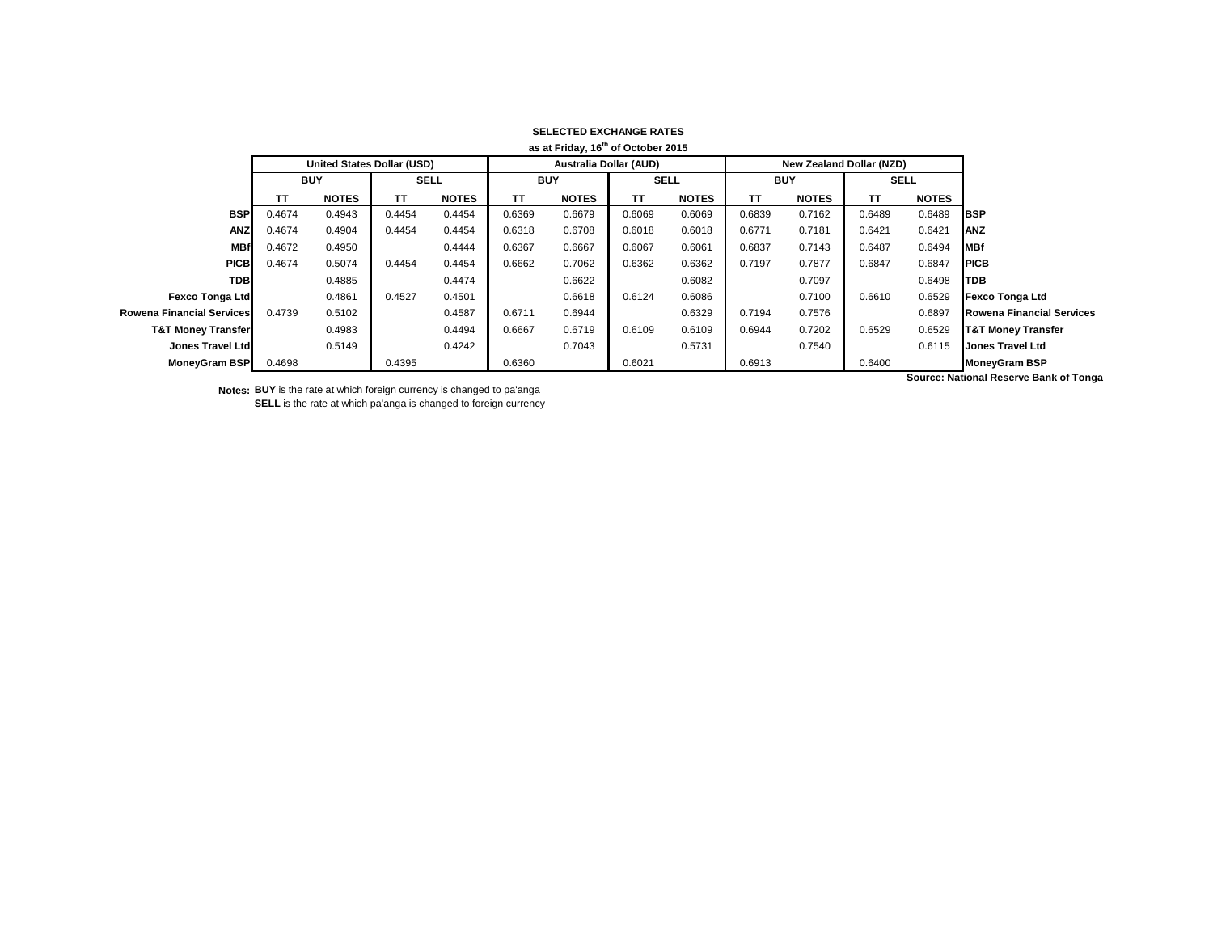**SELECTED EXCHANGE RATES**

**as at Friday, 16th of October 2015**

| | United States Dollar (USD) | | | | Australia Dollar (AUD) | | | | New Zealand Dollar (NZD) | | | | |
|---|---|---|---|---|---|---|---|---|---|---|---|---|---|
| | BUY | | SELL | | BUY | | SELL | | BUY | | SELL | | |
| | TT | NOTES | TT | NOTES | TT | NOTES | TT | NOTES | TT | NOTES | TT | NOTES | |
| **BSP** | 0.4674 | 0.4943 | 0.4454 | 0.4454 | 0.6369 | 0.6679 | 0.6069 | 0.6069 | 0.6839 | 0.7162 | 0.6489 | 0.6489 | **BSP** |
| **ANZ** | 0.4674 | 0.4904 | 0.4454 | 0.4454 | 0.6318 | 0.6708 | 0.6018 | 0.6018 | 0.6771 | 0.7181 | 0.6421 | 0.6421 | **ANZ** |
| **MBf** | 0.4672 | 0.4950 | | 0.4444 | 0.6367 | 0.6667 | 0.6067 | 0.6061 | 0.6837 | 0.7143 | 0.6487 | 0.6494 | **MBf** |
| **PICB** | 0.4674 | 0.5074 | 0.4454 | 0.4454 | 0.6662 | 0.7062 | 0.6362 | 0.6362 | 0.7197 | 0.7877 | 0.6847 | 0.6847 | **PICB** |
| **TDB** | | 0.4885 | | 0.4474 | | 0.6622 | | 0.6082 | | 0.7097 | | 0.6498 | **TDB** |
| **Fexco Tonga Ltd** | | 0.4861 | 0.4527 | 0.4501 | | 0.6618 | 0.6124 | 0.6086 | | 0.7100 | 0.6610 | 0.6529 | **Fexco Tonga Ltd** |
| **Rowena Financial Services** | 0.4739 | 0.5102 | | 0.4587 | 0.6711 | 0.6944 | | 0.6329 | 0.7194 | 0.7576 | | 0.6897 | **Rowena Financial Services** |
| **T&T Money Transfer** | | 0.4983 | | 0.4494 | 0.6667 | 0.6719 | 0.6109 | 0.6109 | 0.6944 | 0.7202 | 0.6529 | 0.6529 | **T&T Money Transfer** |
| **Jones Travel Ltd** | | 0.5149 | | 0.4242 | | 0.7043 | | 0.5731 | | 0.7540 | | 0.6115 | **Jones Travel Ltd** |
| **MoneyGram BSP** | 0.4698 | | 0.4395 | | 0.6360 | | 0.6021 | | 0.6913 | | 0.6400 | | **MoneyGram BSP** |

**Source: National Reserve Bank of Tonga**

**Notes:** **BUY** is the rate at which foreign currency is changed to pa'anga
**SELL** is the rate at which pa'anga is changed to foreign currency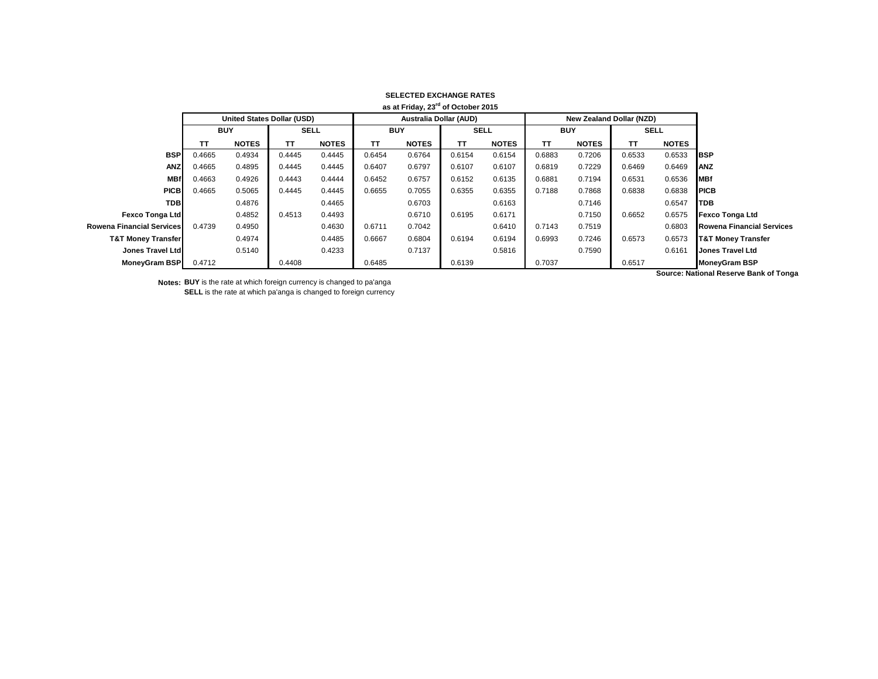**SELECTED EXCHANGE RATES**

**as at Friday, 23rd of October 2015**

| | United States Dollar (USD) | | | | Australia Dollar (AUD) | | | | New Zealand Dollar (NZD) | | | | |
|---|---|---|---|---|---|---|---|---|---|---|---|---|---|
| | BUY | | SELL | | BUY | | SELL | | BUY | | SELL | | |
| | TT | NOTES | TT | NOTES | TT | NOTES | TT | NOTES | TT | NOTES | TT | NOTES | |
| **BSP** | 0.4665 | 0.4934 | 0.4445 | 0.4445 | 0.6454 | 0.6764 | 0.6154 | 0.6154 | 0.6883 | 0.7206 | 0.6533 | 0.6533 | **BSP** |
| **ANZ** | 0.4665 | 0.4895 | 0.4445 | 0.4445 | 0.6407 | 0.6797 | 0.6107 | 0.6107 | 0.6819 | 0.7229 | 0.6469 | 0.6469 | **ANZ** |
| **MBf** | 0.4663 | 0.4926 | 0.4443 | 0.4444 | 0.6452 | 0.6757 | 0.6152 | 0.6135 | 0.6881 | 0.7194 | 0.6531 | 0.6536 | **MBf** |
| **PICB** | 0.4665 | 0.5065 | 0.4445 | 0.4445 | 0.6655 | 0.7055 | 0.6355 | 0.6355 | 0.7188 | 0.7868 | 0.6838 | 0.6838 | **PICB** |
| **TDB** | | 0.4876 | | 0.4465 | | 0.6703 | | 0.6163 | | 0.7146 | | 0.6547 | **TDB** |
| **Fexco Tonga Ltd** | | 0.4852 | 0.4513 | 0.4493 | | 0.6710 | 0.6195 | 0.6171 | | 0.7150 | 0.6652 | 0.6575 | **Fexco Tonga Ltd** |
| **Rowena Financial Services** | 0.4739 | 0.4950 | | 0.4630 | 0.6711 | 0.7042 | | 0.6410 | 0.7143 | 0.7519 | | 0.6803 | **Rowena Financial Services** |
| **T&T Money Transfer** | | 0.4974 | | 0.4485 | 0.6667 | 0.6804 | 0.6194 | 0.6194 | 0.6993 | 0.7246 | 0.6573 | 0.6573 | **T&T Money Transfer** |
| **Jones Travel Ltd** | | 0.5140 | | 0.4233 | | 0.7137 | | 0.5816 | | 0.7590 | | 0.6161 | **Jones Travel Ltd** |
| **MoneyGram BSP** | 0.4712 | | 0.4408 | | 0.6485 | | 0.6139 | | 0.7037 | | 0.6517 | | **MoneyGram BSP** |

**Source: National Reserve Bank of Tonga**

**Notes:** **BUY** is the rate at which foreign currency is changed to pa'anga
**SELL** is the rate at which pa'anga is changed to foreign currency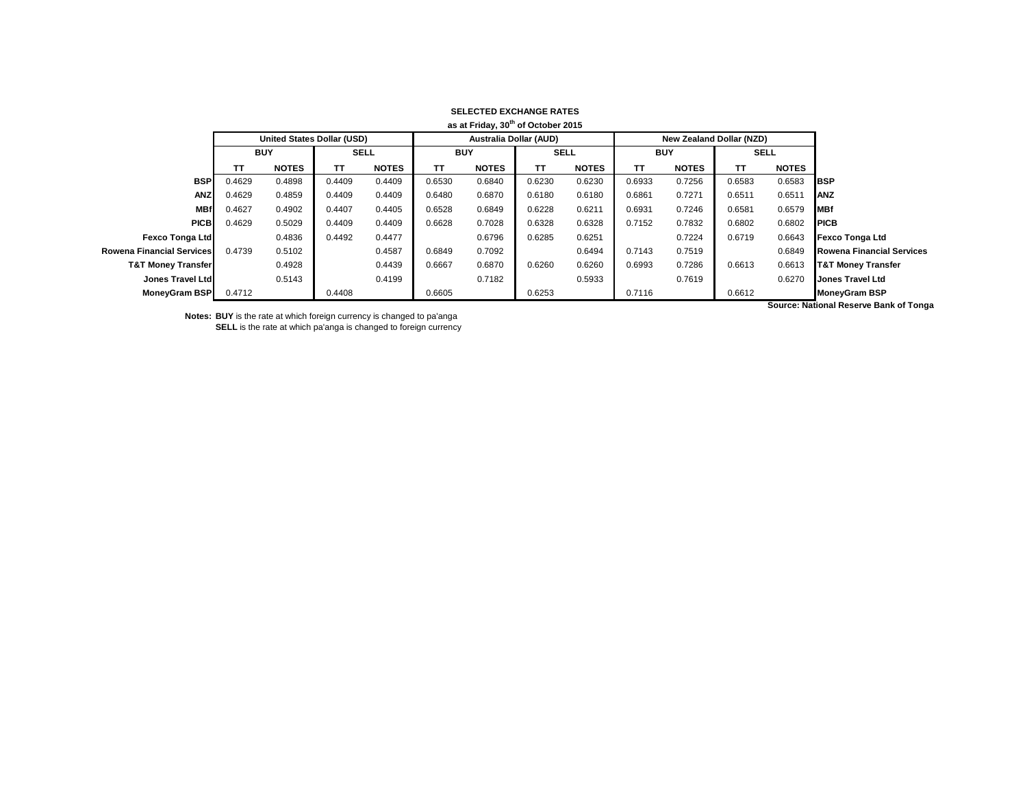**SELECTED EXCHANGE RATES**
**as at Friday, 30th of October 2015**

| | United States Dollar (USD) | | | | Australia Dollar (AUD) | | | | New Zealand Dollar (NZD) | | | | |
|---|---|---|---|---|---|---|---|---|---|---|---|---|---|
| | BUY | | SELL | | BUY | | SELL | | BUY | | SELL | | |
| | TT | NOTES | TT | NOTES | TT | NOTES | TT | NOTES | TT | NOTES | TT | NOTES | |
| **BSP** | 0.4629 | 0.4898 | 0.4409 | 0.4409 | 0.6530 | 0.6840 | 0.6230 | 0.6230 | 0.6933 | 0.7256 | 0.6583 | 0.6583 | **BSP** |
| **ANZ** | 0.4629 | 0.4859 | 0.4409 | 0.4409 | 0.6480 | 0.6870 | 0.6180 | 0.6180 | 0.6861 | 0.7271 | 0.6511 | 0.6511 | **ANZ** |
| **MBf** | 0.4627 | 0.4902 | 0.4407 | 0.4405 | 0.6528 | 0.6849 | 0.6228 | 0.6211 | 0.6931 | 0.7246 | 0.6581 | 0.6579 | **MBf** |
| **PICB** | 0.4629 | 0.5029 | 0.4409 | 0.4409 | 0.6628 | 0.7028 | 0.6328 | 0.6328 | 0.7152 | 0.7832 | 0.6802 | 0.6802 | **PICB** |
| **Fexco Tonga Ltd** | | 0.4836 | 0.4492 | 0.4477 | | 0.6796 | 0.6285 | 0.6251 | | 0.7224 | 0.6719 | 0.6643 | **Fexco Tonga Ltd** |
| **Rowena Financial Services** | 0.4739 | 0.5102 | | 0.4587 | 0.6849 | 0.7092 | | 0.6494 | 0.7143 | 0.7519 | | 0.6849 | **Rowena Financial Services** |
| **T&T Money Transfer** | | 0.4928 | | 0.4439 | 0.6667 | 0.6870 | 0.6260 | 0.6260 | 0.6993 | 0.7286 | 0.6613 | 0.6613 | **T&T Money Transfer** |
| **Jones Travel Ltd** | | 0.5143 | | 0.4199 | | 0.7182 | | 0.5933 | | 0.7619 | | 0.6270 | **Jones Travel Ltd** |
| **MoneyGram BSP** | 0.4712 | | 0.4408 | | 0.6605 | | 0.6253 | | 0.7116 | | 0.6612 | | **MoneyGram BSP** |

**Source: National Reserve Bank of Tonga**

**Notes: BUY** is the rate at which foreign currency is changed to pa'anga
**SELL** is the rate at which pa'anga is changed to foreign currency